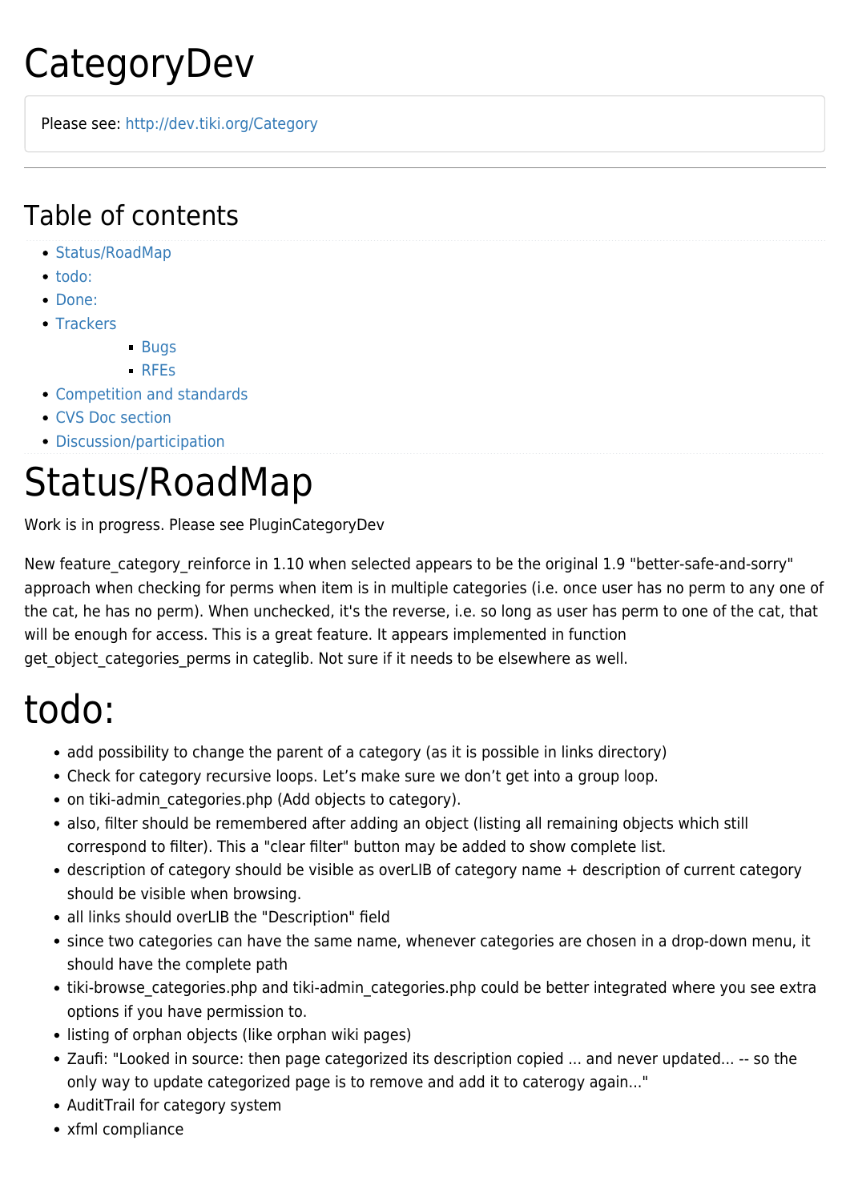# CategoryDev

Please see: http://dev.tiki.org/Category

---

## Table of contents

- Status/RoadMap
- todo:
- Done:
- Trackers
  - Bugs
  - RFEs
- Competition and standards
- CVS Doc section
- Discussion/participation

# Status/RoadMap

Work is in progress. Please see PluginCategoryDev

New feature_category_reinforce in 1.10 when selected appears to be the original 1.9 "better-safe-and-sorry" approach when checking for perms when item is in multiple categories (i.e. once user has no perm to any one of the cat, he has no perm). When unchecked, it's the reverse, i.e. so long as user has perm to one of the cat, that will be enough for access. This is a great feature. It appears implemented in function get_object_categories_perms in categlib. Not sure if it needs to be elsewhere as well.

# todo:

- add possibility to change the parent of a category (as it is possible in links directory)
- Check for category recursive loops. Let's make sure we don't get into a group loop.
- on tiki-admin_categories.php (Add objects to category).
- also, filter should be remembered after adding an object (listing all remaining objects which still correspond to filter). This a "clear filter" button may be added to show complete list.
- description of category should be visible as overLIB of category name + description of current category should be visible when browsing.
- all links should overLIB the "Description" field
- since two categories can have the same name, whenever categories are chosen in a drop-down menu, it should have the complete path
- tiki-browse_categories.php and tiki-admin_categories.php could be better integrated where you see extra options if you have permission to.
- listing of orphan objects (like orphan wiki pages)
- Zaufi: "Looked in source: then page categorized its description copied ... and never updated... -- so the only way to update categorized page is to remove and add it to caterogy again..."
- AuditTrail for category system
- xfml compliance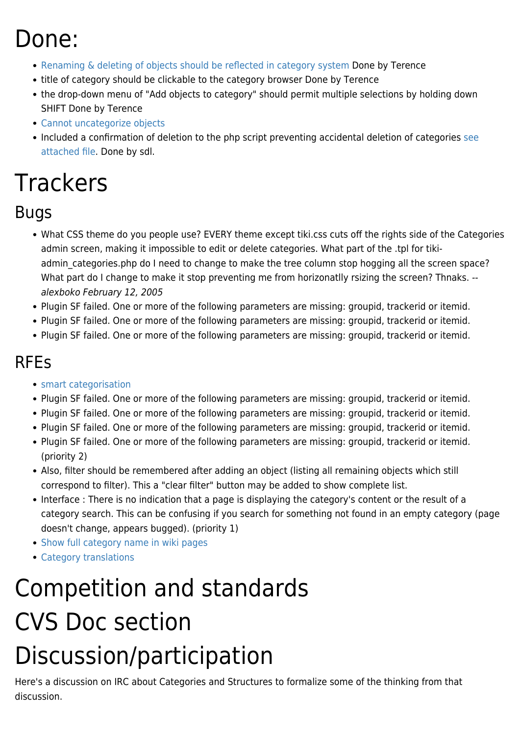# Done:

- Renaming & deleting of objects should be reflected in category system Done by Terence
- title of category should be clickable to the category browser Done by Terence
- the drop-down menu of "Add objects to category" should permit multiple selections by holding down SHIFT Done by Terence
- Cannot uncategorize objects
- Included a confirmation of deletion to the php script preventing accidental deletion of categories see attached file. Done by sdl.

# Trackers

## Bugs

- What CSS theme do you people use? EVERY theme except tiki.css cuts off the rights side of the Categories admin screen, making it impossible to edit or delete categories. What part of the .tpl for tiki-admin_categories.php do I need to change to make the tree column stop hogging all the screen space? What part do I change to make it stop preventing me from horizonatlly rsizing the screen? Thnaks. -- *alexboko February 12, 2005*
- Plugin SF failed. One or more of the following parameters are missing: groupid, trackerid or itemid.
- Plugin SF failed. One or more of the following parameters are missing: groupid, trackerid or itemid.
- Plugin SF failed. One or more of the following parameters are missing: groupid, trackerid or itemid.

## RFEs

- smart categorisation
- Plugin SF failed. One or more of the following parameters are missing: groupid, trackerid or itemid.
- Plugin SF failed. One or more of the following parameters are missing: groupid, trackerid or itemid.
- Plugin SF failed. One or more of the following parameters are missing: groupid, trackerid or itemid.
- Plugin SF failed. One or more of the following parameters are missing: groupid, trackerid or itemid. (priority 2)
- Also, filter should be remembered after adding an object (listing all remaining objects which still correspond to filter). This a "clear filter" button may be added to show complete list.
- Interface : There is no indication that a page is displaying the category's content or the result of a category search. This can be confusing if you search for something not found in an empty category (page doesn't change, appears bugged). (priority 1)
- Show full category name in wiki pages
- Category translations

# Competition and standards

# CVS Doc section

# Discussion/participation

Here's a discussion on IRC about Categories and Structures to formalize some of the thinking from that discussion.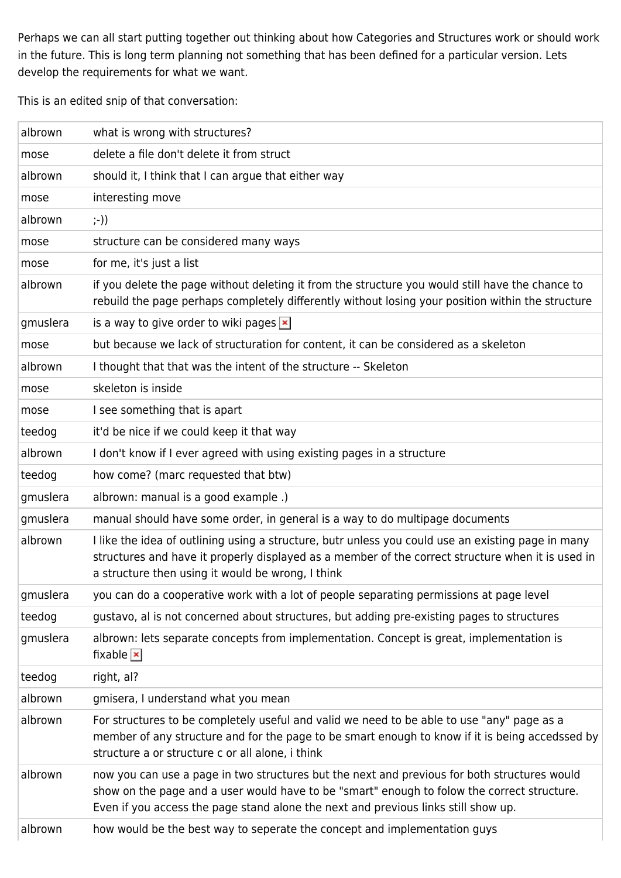Perhaps we can all start putting together out thinking about how Categories and Structures work or should work in the future. This is long term planning not something that has been defined for a particular version. Lets develop the requirements for what we want.

This is an edited snip of that conversation:

| | |
|---|---|
| albrown | what is wrong with structures? |
| mose | delete a file don't delete it from struct |
| albrown | should it, I think that I can argue that either way |
| mose | interesting move |
| albrown | ;-)) |
| mose | structure can be considered many ways |
| mose | for me, it's just a list |
| albrown | if you delete the page without deleting it from the structure you would still have the chance to rebuild the page perhaps completely differently without losing your position within the structure |
| gmuslera | is a way to give order to wiki pages |
| mose | but because we lack of structuration for content, it can be considered as a skeleton |
| albrown | I thought that that was the intent of the structure -- Skeleton |
| mose | skeleton is inside |
| mose | I see something that is apart |
| teedog | it'd be nice if we could keep it that way |
| albrown | I don't know if I ever agreed with using existing pages in a structure |
| teedog | how come? (marc requested that btw) |
| gmuslera | albrown: manual is a good example .) |
| gmuslera | manual should have some order, in general is a way to do multipage documents |
| albrown | I like the idea of outlining using a structure, butr unless you could use an existing page in many structures and have it properly displayed as a member of the correct structure when it is used in a structure then using it would be wrong, I think |
| gmuslera | you can do a cooperative work with a lot of people separating permissions at page level |
| teedog | gustavo, al is not concerned about structures, but adding pre-existing pages to structures |
| gmuslera | albrown: lets separate concepts from implementation. Concept is great, implementation is fixable |
| teedog | right, al? |
| albrown | gmisera, I understand what you mean |
| albrown | For structures to be completely useful and valid we need to be able to use "any" page as a member of any structure and for the page to be smart enough to know if it is being accedssed by structure a or structure c or all alone, i think |
| albrown | now you can use a page in two structures but the next and previous for both structures would show on the page and a user would have to be "smart" enough to folow the correct structure. Even if you access the page stand alone the next and previous links still show up. |
| albrown | how would be the best way to seperate the concept and implementation guys |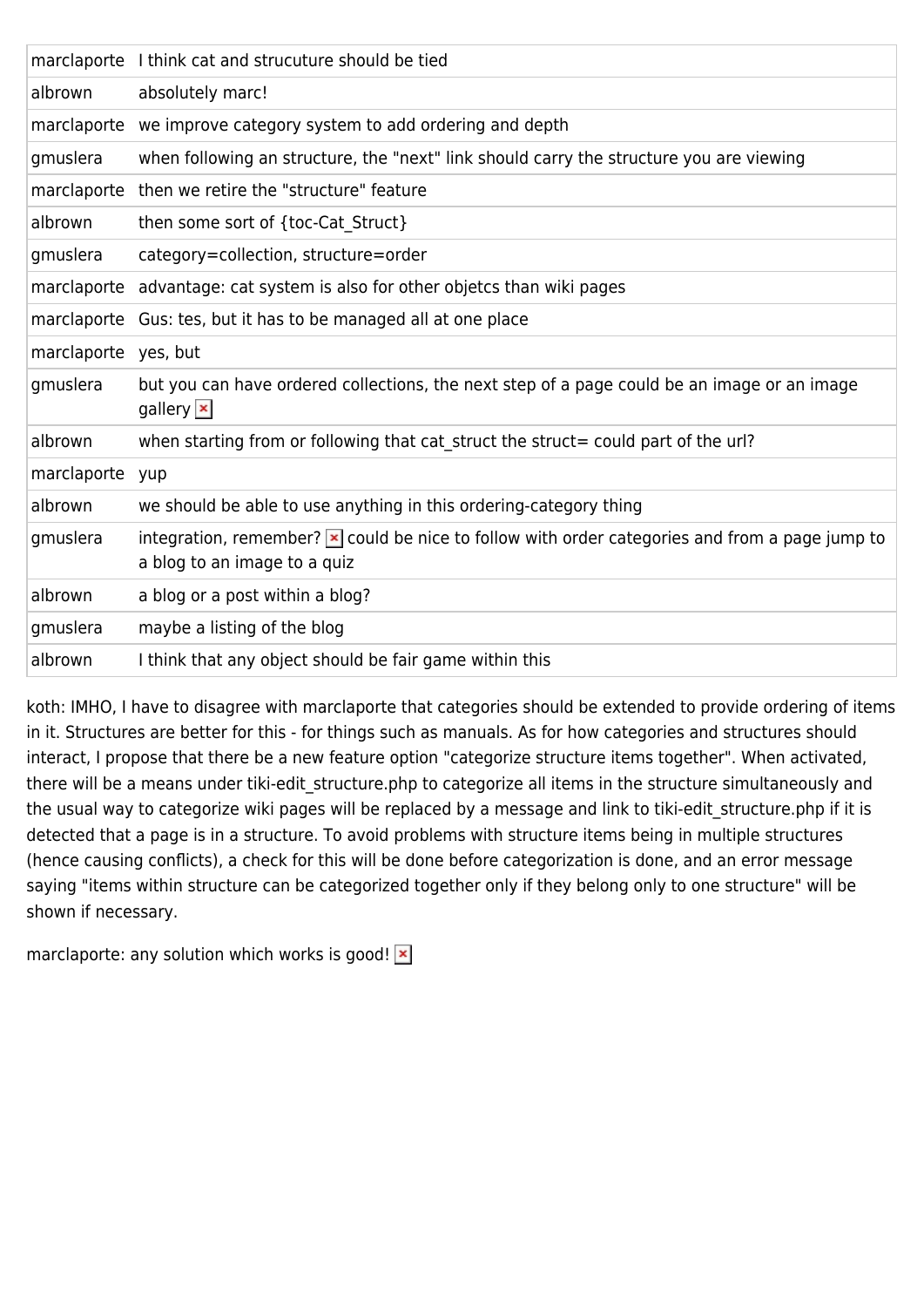| | |
|---|---|
| marclaporte | I think cat and strucuture should be tied |
| albrown | absolutely marc! |
| marclaporte | we improve category system to add ordering and depth |
| gmuslera | when following an structure, the "next" link should carry the structure you are viewing |
| marclaporte | then we retire the "structure" feature |
| albrown | then some sort of {toc-Cat_Struct} |
| gmuslera | category=collection, structure=order |
| marclaporte | advantage: cat system is also for other objetcs than wiki pages |
| marclaporte | Gus: tes, but it has to be managed all at one place |
| marclaporte | yes, but |
| gmuslera | but you can have ordered collections, the next step of a page could be an image or an image gallery |
| albrown | when starting from or following that cat_struct the struct= could part of the url? |
| marclaporte | yup |
| albrown | we should be able to use anything in this ordering-category thing |
| gmuslera | integration, remember? could be nice to follow with order categories and from a page jump to a blog to an image to a quiz |
| albrown | a blog or a post within a blog? |
| gmuslera | maybe a listing of the blog |
| albrown | I think that any object should be fair game within this |

koth: IMHO, I have to disagree with marclaporte that categories should be extended to provide ordering of items in it. Structures are better for this - for things such as manuals. As for how categories and structures should interact, I propose that there be a new feature option "categorize structure items together". When activated, there will be a means under tiki-edit_structure.php to categorize all items in the structure simultaneously and the usual way to categorize wiki pages will be replaced by a message and link to tiki-edit_structure.php if it is detected that a page is in a structure. To avoid problems with structure items being in multiple structures (hence causing conflicts), a check for this will be done before categorization is done, and an error message saying "items within structure can be categorized together only if they belong only to one structure" will be shown if necessary.

marclaporte: any solution which works is good!